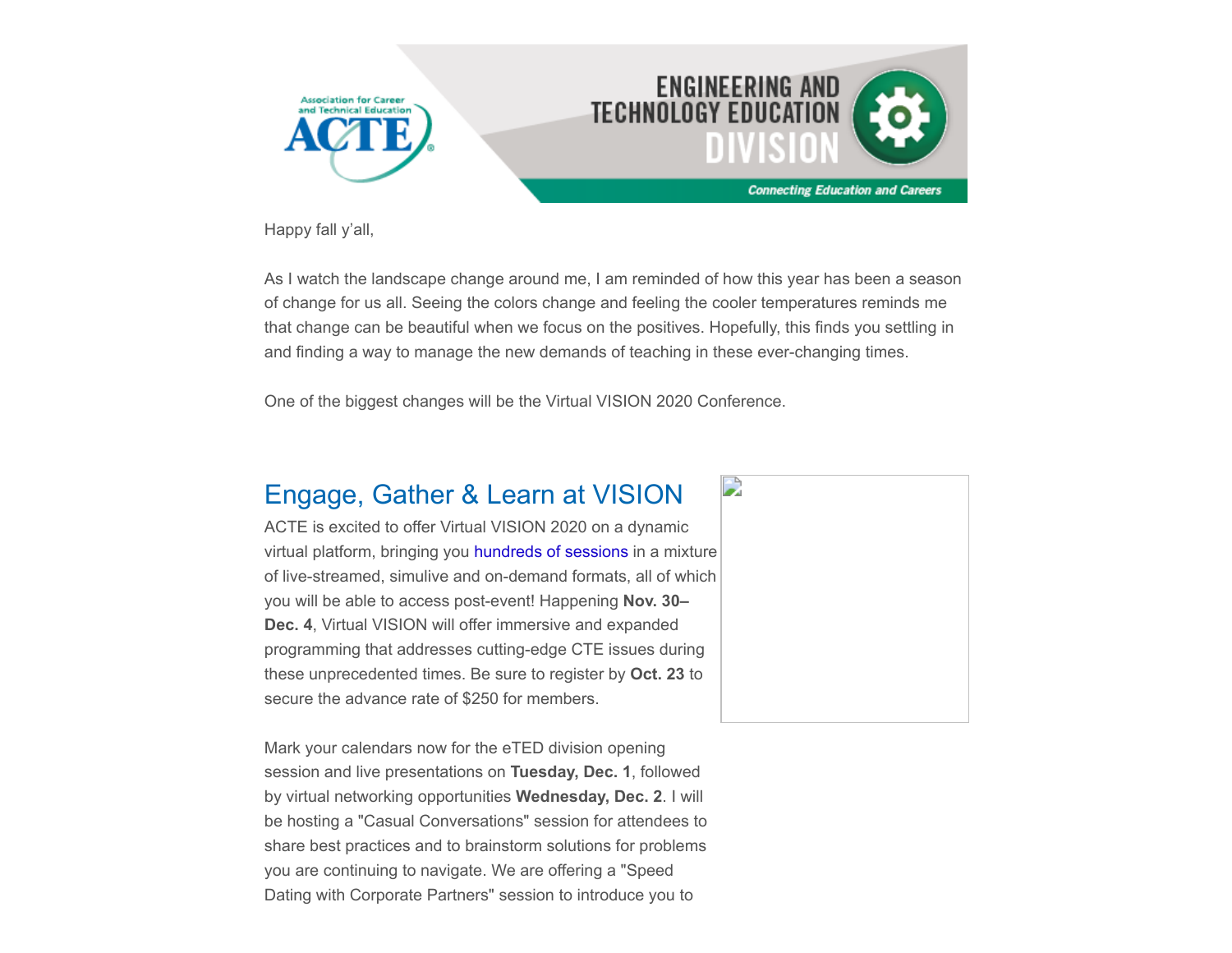Happy fall y'all,

As I watch the landscape change around me, I am reminded of how this year has been a season of change for us all. Seeing the colors change and feeling the cooler temperatures reminds me that change can be beautiful when we focus on the positives. Hopefully, this finds you settling in and finding a way to manage the new demands of teaching in these ever-changing times.

One of the biggest changes will be the Virtual VISION 2020 Conference.

## Engage, Gather & Learn at VISION

ACTE is excited to offer Virtual VISION 2020 on a dynamic virtual platform, bringing you hundreds of sessions in a mixture of live-streamed, simulive and on-demand formats, all of which you will be able to access post-event! Happening **Nov. 30–Dec. 4**, Virtual VISION will offer immersive and expanded programming that addresses cutting-edge CTE issues during these unprecedented times. Be sure to register by **Oct. 23** to secure the advance rate of $250 for members.

Mark your calendars now for the eTED division opening session and live presentations on **Tuesday, Dec. 1**, followed by virtual networking opportunities **Wednesday, Dec. 2**. I will be hosting a "Casual Conversations" session for attendees to share best practices and to brainstorm solutions for problems you are continuing to navigate. We are offering a "Speed Dating with Corporate Partners" session to introduce you to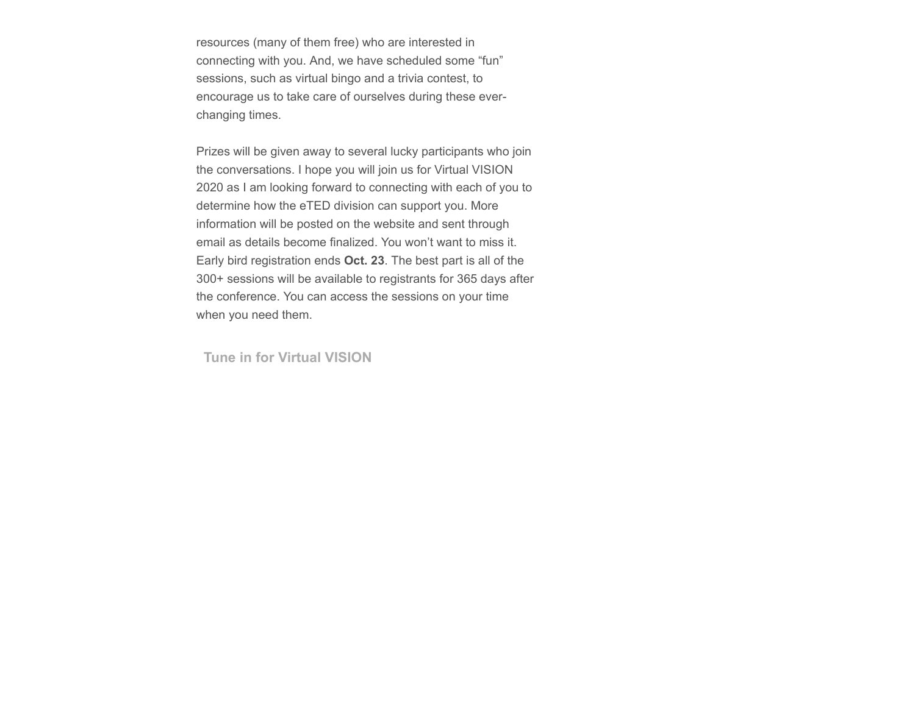resources (many of them free) who are interested in connecting with you. And, we have scheduled some "fun" sessions, such as virtual bingo and a trivia contest, to encourage us to take care of ourselves during these ever-changing times.

Prizes will be given away to several lucky participants who join the conversations. I hope you will join us for Virtual VISION 2020 as I am looking forward to connecting with each of you to determine how the eTED division can support you. More information will be posted on the website and sent through email as details become finalized. You won't want to miss it. Early bird registration ends **Oct. 23**. The best part is all of the 300+ sessions will be available to registrants for 365 days after the conference. You can access the sessions on your time when you need them.

**Tune in for Virtual VISION**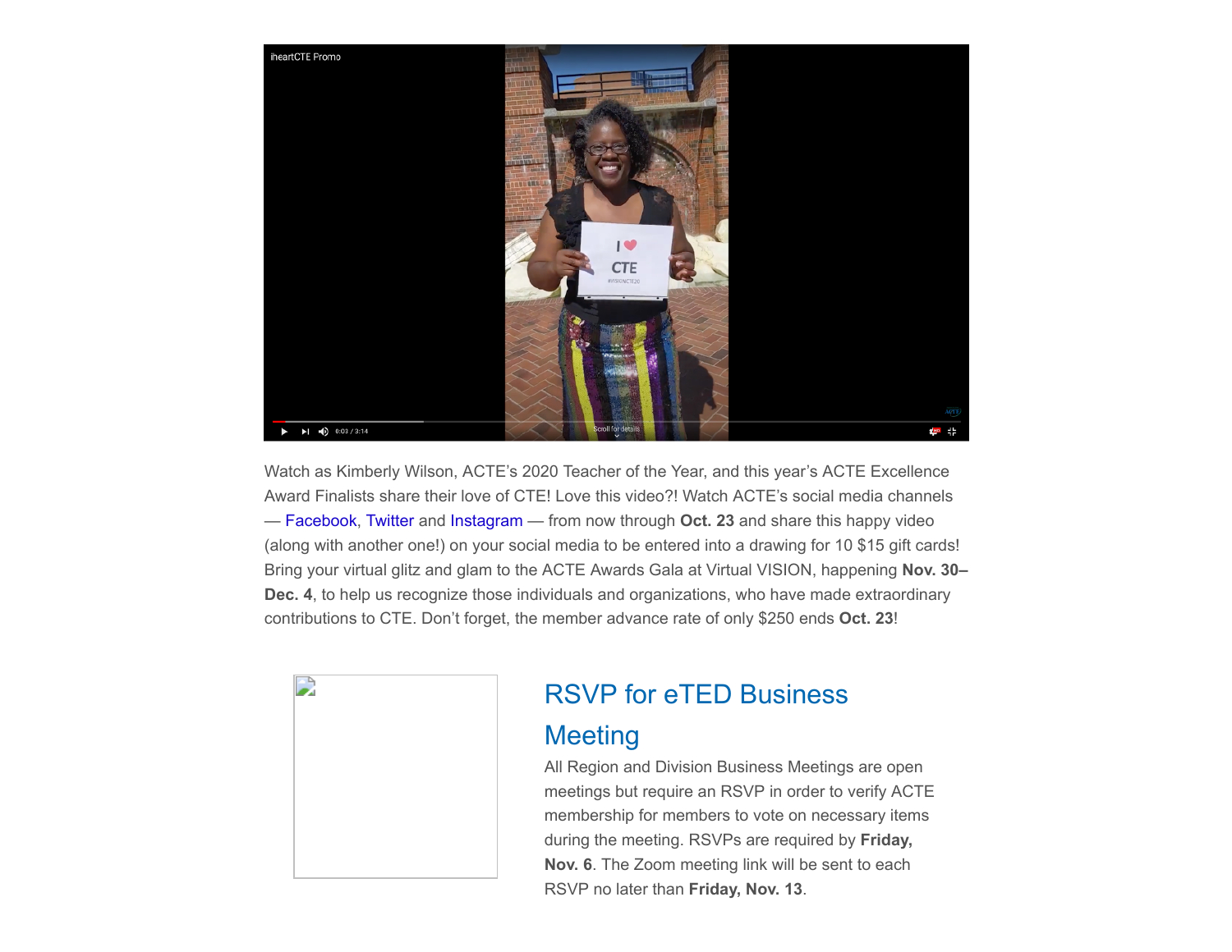Watch as Kimberly Wilson, ACTE's 2020 Teacher of the Year, and this year's ACTE Excellence Award Finalists share their love of CTE! Love this video?! Watch ACTE's social media channels — Facebook, Twitter and Instagram — from now through **Oct. 23** and share this happy video (along with another one!) on your social media to be entered into a drawing for 10 $15 gift cards! Bring your virtual glitz and glam to the ACTE Awards Gala at Virtual VISION, happening **Nov. 30–Dec. 4**, to help us recognize those individuals and organizations, who have made extraordinary contributions to CTE. Don't forget, the member advance rate of only $250 ends **Oct. 23**!

## RSVP for eTED Business Meeting

All Region and Division Business Meetings are open meetings but require an RSVP in order to verify ACTE membership for members to vote on necessary items during the meeting. RSVPs are required by **Friday, Nov. 6**. The Zoom meeting link will be sent to each RSVP no later than **Friday, Nov. 13**.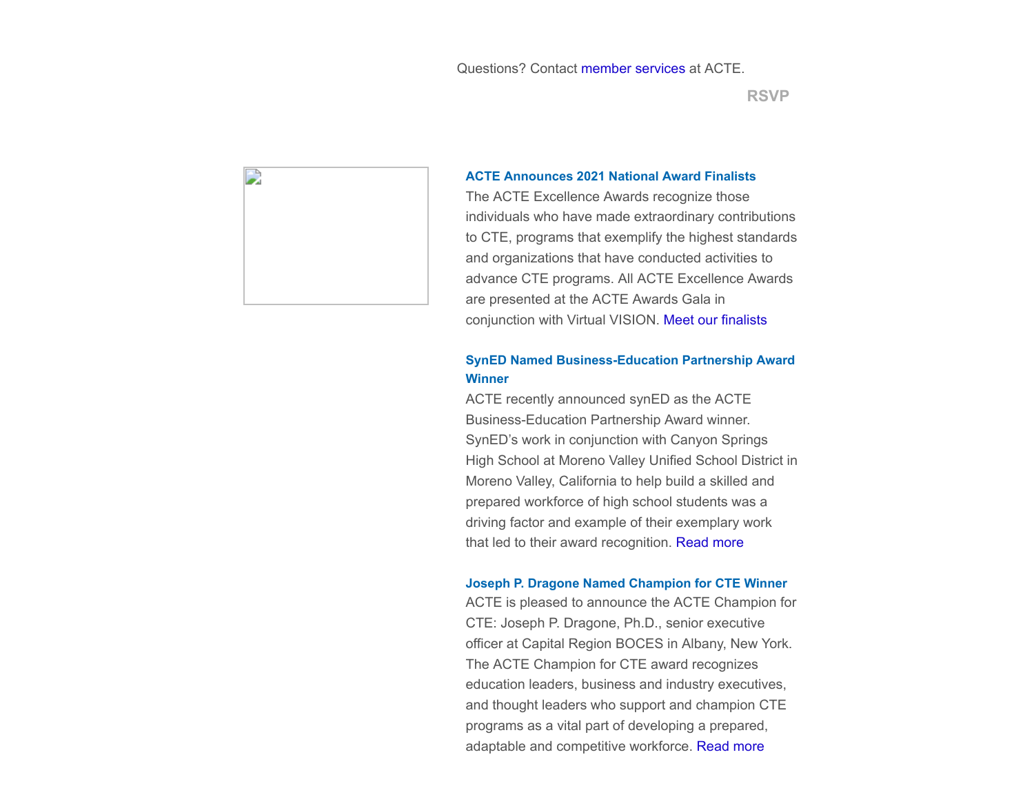Questions? Contact member services at ACTE.

RSVP

### ACTE Announces 2021 National Award Finalists

The ACTE Excellence Awards recognize those individuals who have made extraordinary contributions to CTE, programs that exemplify the highest standards and organizations that have conducted activities to advance CTE programs. All ACTE Excellence Awards are presented at the ACTE Awards Gala in conjunction with Virtual VISION. Meet our finalists

### SynED Named Business-Education Partnership Award Winner

ACTE recently announced synED as the ACTE Business-Education Partnership Award winner. SynED's work in conjunction with Canyon Springs High School at Moreno Valley Unified School District in Moreno Valley, California to help build a skilled and prepared workforce of high school students was a driving factor and example of their exemplary work that led to their award recognition. Read more

### Joseph P. Dragone Named Champion for CTE Winner

ACTE is pleased to announce the ACTE Champion for CTE: Joseph P. Dragone, Ph.D., senior executive officer at Capital Region BOCES in Albany, New York. The ACTE Champion for CTE award recognizes education leaders, business and industry executives, and thought leaders who support and champion CTE programs as a vital part of developing a prepared, adaptable and competitive workforce. Read more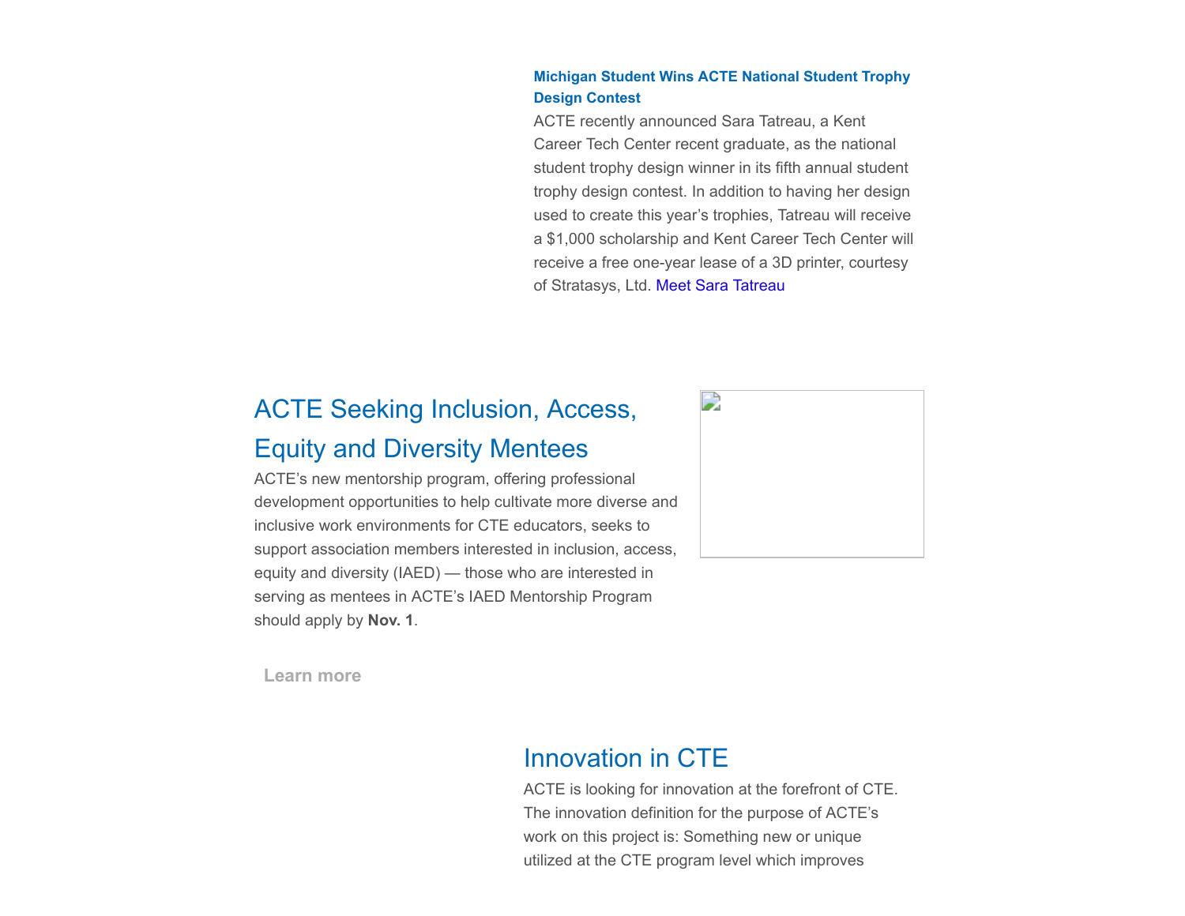**Michigan Student Wins ACTE National Student Trophy Design Contest**

ACTE recently announced Sara Tatreau, a Kent Career Tech Center recent graduate, as the national student trophy design winner in its fifth annual student trophy design contest. In addition to having her design used to create this year's trophies, Tatreau will receive a $1,000 scholarship and Kent Career Tech Center will receive a free one-year lease of a 3D printer, courtesy of Stratasys, Ltd. Meet Sara Tatreau

## ACTE Seeking Inclusion, Access, Equity and Diversity Mentees

ACTE's new mentorship program, offering professional development opportunities to help cultivate more diverse and inclusive work environments for CTE educators, seeks to support association members interested in inclusion, access, equity and diversity (IAED) — those who are interested in serving as mentees in ACTE's IAED Mentorship Program should apply by **Nov. 1**.

Learn more

## Innovation in CTE

ACTE is looking for innovation at the forefront of CTE. The innovation definition for the purpose of ACTE's work on this project is: Something new or unique utilized at the CTE program level which improves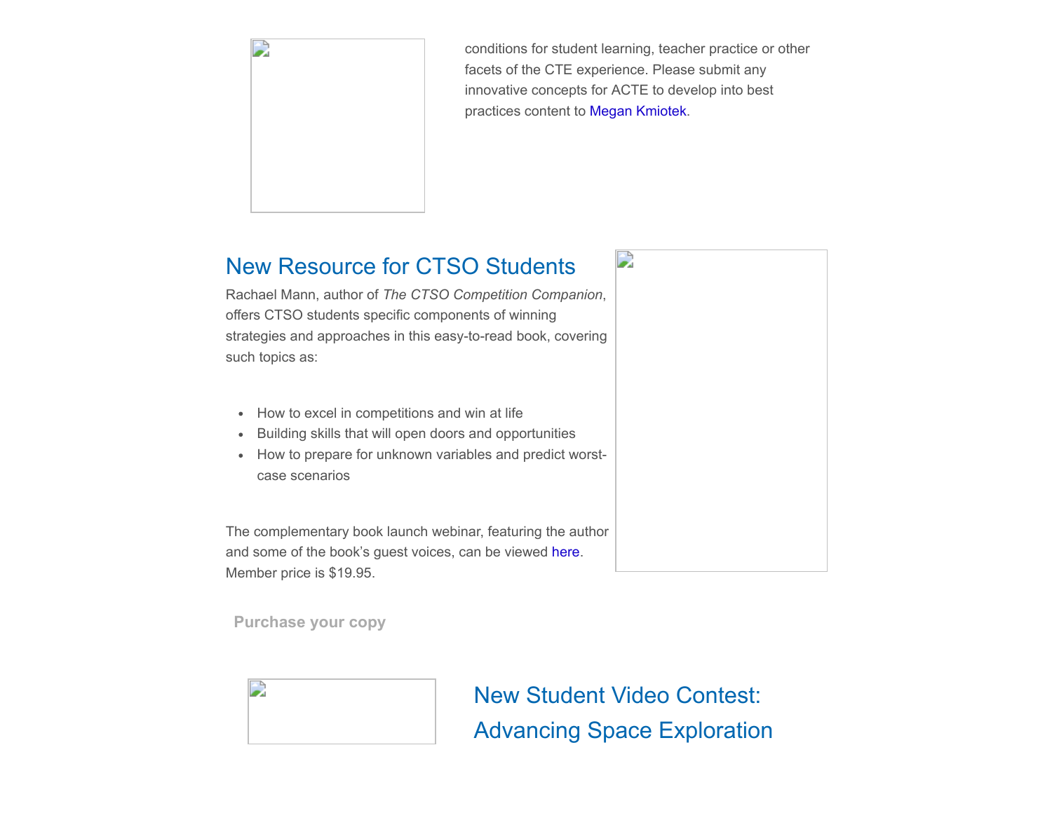conditions for student learning, teacher practice or other facets of the CTE experience. Please submit any innovative concepts for ACTE to develop into best practices content to Megan Kmiotek.

## New Resource for CTSO Students

Rachael Mann, author of *The CTSO Competition Companion*, offers CTSO students specific components of winning strategies and approaches in this easy-to-read book, covering such topics as:

- How to excel in competitions and win at life
- Building skills that will open doors and opportunities
- How to prepare for unknown variables and predict worst-case scenarios

The complementary book launch webinar, featuring the author and some of the book's guest voices, can be viewed here. Member price is $19.95.

**Purchase your copy**

## New Student Video Contest: Advancing Space Exploration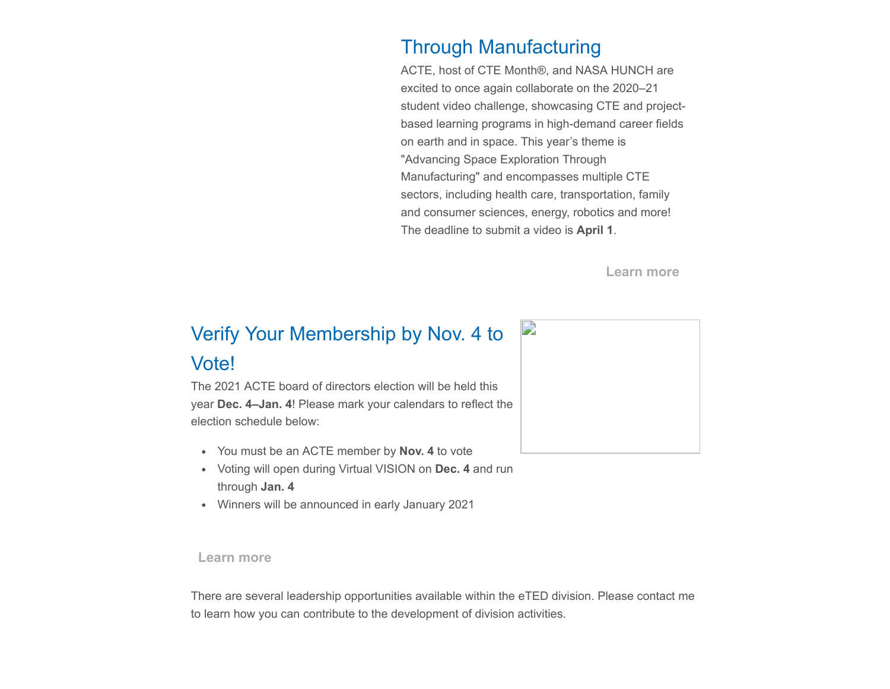## Through Manufacturing

ACTE, host of CTE Month®, and NASA HUNCH are excited to once again collaborate on the 2020–21 student video challenge, showcasing CTE and project-based learning programs in high-demand career fields on earth and in space. This year's theme is "Advancing Space Exploration Through Manufacturing" and encompasses multiple CTE sectors, including health care, transportation, family and consumer sciences, energy, robotics and more! The deadline to submit a video is **April 1**.

**Learn more**

## Verify Your Membership by Nov. 4 to Vote!

The 2021 ACTE board of directors election will be held this year **Dec. 4–Jan. 4**! Please mark your calendars to reflect the election schedule below:

- You must be an ACTE member by **Nov. 4** to vote
- Voting will open during Virtual VISION on **Dec. 4** and run through **Jan. 4**
- Winners will be announced in early January 2021

**Learn more**

There are several leadership opportunities available within the eTED division. Please contact me to learn how you can contribute to the development of division activities.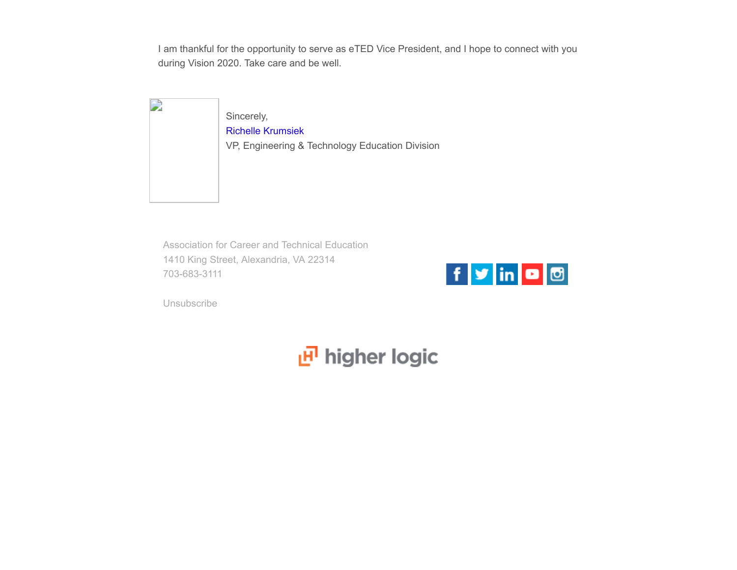I am thankful for the opportunity to serve as eTED Vice President, and I hope to connect with you during Vision 2020. Take care and be well.

Sincerely,
Richelle Krumsiek
VP, Engineering & Technology Education Division

Association for Career and Technical Education
1410 King Street, Alexandria, VA 22314
703-683-3111

Unsubscribe